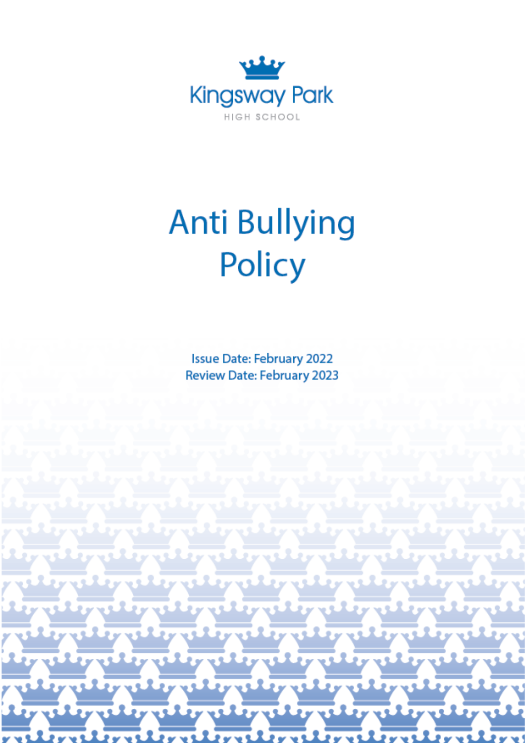Kingsway Park

HIGH SCHOOL

# Anti Bullying Policy

**Issue Date: February 2022**
**Review Date: February 2023**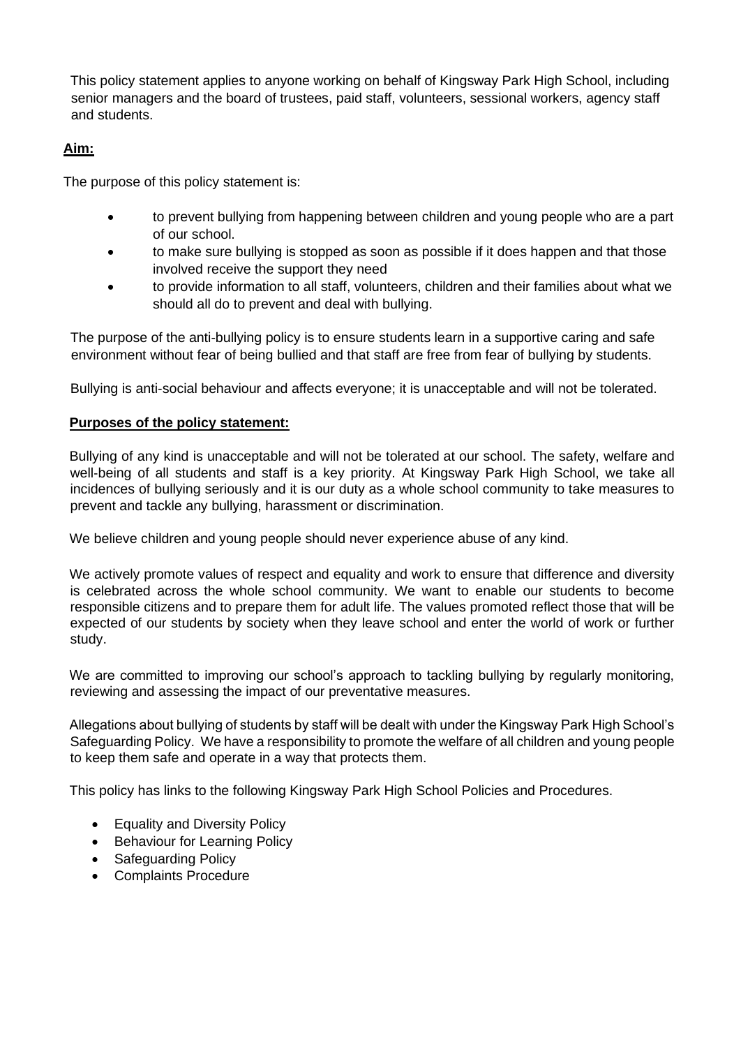This policy statement applies to anyone working on behalf of Kingsway Park High School, including senior managers and the board of trustees, paid staff, volunteers, sessional workers, agency staff and students.

**Aim:**

The purpose of this policy statement is:

- to prevent bullying from happening between children and young people who are a part of our school.
- to make sure bullying is stopped as soon as possible if it does happen and that those involved receive the support they need
- to provide information to all staff, volunteers, children and their families about what we should all do to prevent and deal with bullying.

The purpose of the anti-bullying policy is to ensure students learn in a supportive caring and safe environment without fear of being bullied and that staff are free from fear of bullying by students.

Bullying is anti-social behaviour and affects everyone; it is unacceptable and will not be tolerated.

**Purposes of the policy statement:**

Bullying of any kind is unacceptable and will not be tolerated at our school. The safety, welfare and well-being of all students and staff is a key priority. At Kingsway Park High School, we take all incidences of bullying seriously and it is our duty as a whole school community to take measures to prevent and tackle any bullying, harassment or discrimination.

We believe children and young people should never experience abuse of any kind.

We actively promote values of respect and equality and work to ensure that difference and diversity is celebrated across the whole school community. We want to enable our students to become responsible citizens and to prepare them for adult life. The values promoted reflect those that will be expected of our students by society when they leave school and enter the world of work or further study.

We are committed to improving our school's approach to tackling bullying by regularly monitoring, reviewing and assessing the impact of our preventative measures.

Allegations about bullying of students by staff will be dealt with under the Kingsway Park High School's Safeguarding Policy. We have a responsibility to promote the welfare of all children and young people to keep them safe and operate in a way that protects them.

This policy has links to the following Kingsway Park High School Policies and Procedures.

- Equality and Diversity Policy
- Behaviour for Learning Policy
- Safeguarding Policy
- Complaints Procedure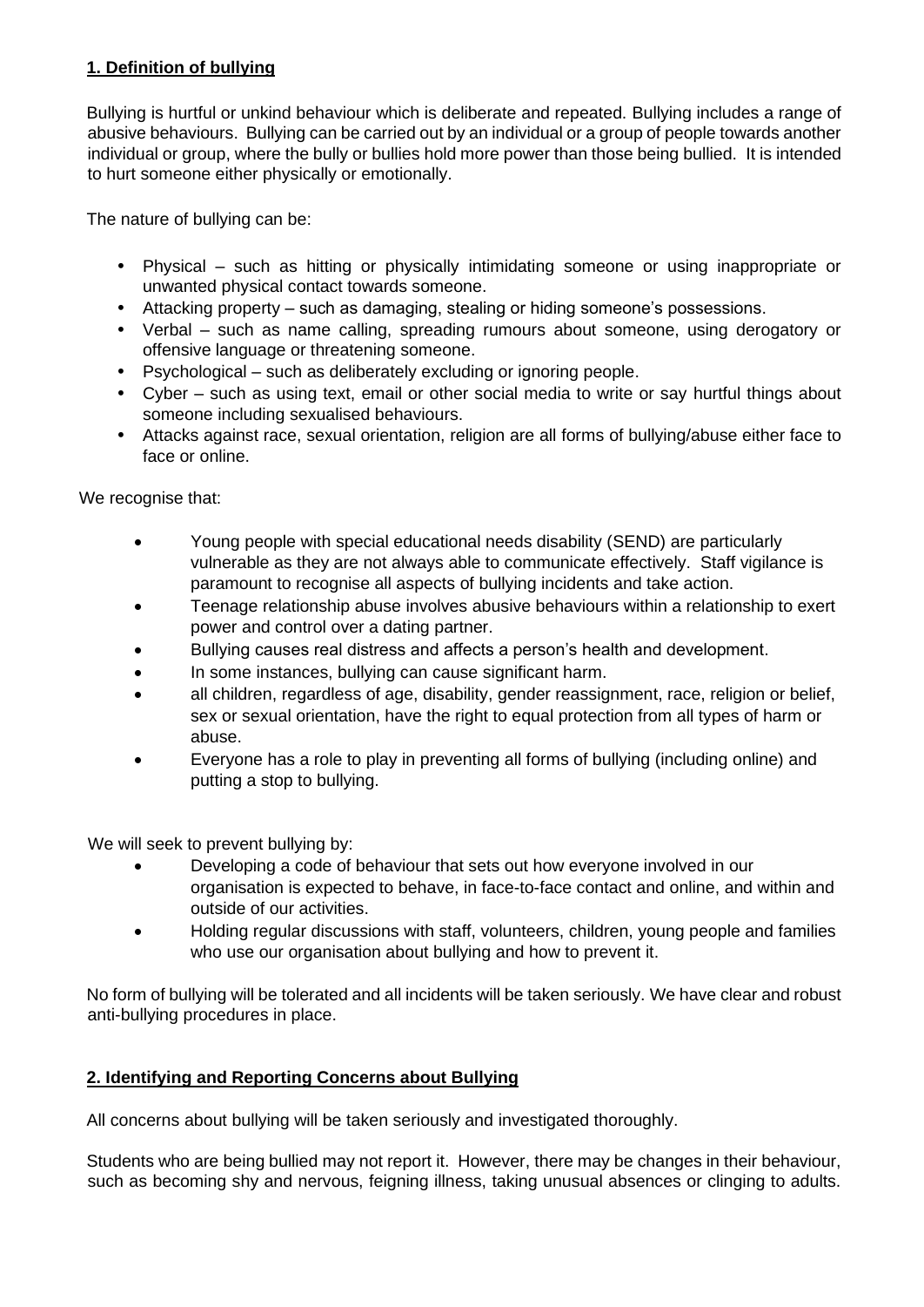## 1. Definition of bullying

Bullying is hurtful or unkind behaviour which is deliberate and repeated. Bullying includes a range of abusive behaviours. Bullying can be carried out by an individual or a group of people towards another individual or group, where the bully or bullies hold more power than those being bullied. It is intended to hurt someone either physically or emotionally.

The nature of bullying can be:

- Physical – such as hitting or physically intimidating someone or using inappropriate or unwanted physical contact towards someone.
- Attacking property – such as damaging, stealing or hiding someone's possessions.
- Verbal – such as name calling, spreading rumours about someone, using derogatory or offensive language or threatening someone.
- Psychological – such as deliberately excluding or ignoring people.
- Cyber – such as using text, email or other social media to write or say hurtful things about someone including sexualised behaviours.
- Attacks against race, sexual orientation, religion are all forms of bullying/abuse either face to face or online.

We recognise that:

- Young people with special educational needs disability (SEND) are particularly vulnerable as they are not always able to communicate effectively. Staff vigilance is paramount to recognise all aspects of bullying incidents and take action.
- Teenage relationship abuse involves abusive behaviours within a relationship to exert power and control over a dating partner.
- Bullying causes real distress and affects a person's health and development.
- In some instances, bullying can cause significant harm.
- all children, regardless of age, disability, gender reassignment, race, religion or belief, sex or sexual orientation, have the right to equal protection from all types of harm or abuse.
- Everyone has a role to play in preventing all forms of bullying (including online) and putting a stop to bullying.

We will seek to prevent bullying by:

- Developing a code of behaviour that sets out how everyone involved in our organisation is expected to behave, in face-to-face contact and online, and within and outside of our activities.
- Holding regular discussions with staff, volunteers, children, young people and families who use our organisation about bullying and how to prevent it.

No form of bullying will be tolerated and all incidents will be taken seriously. We have clear and robust anti-bullying procedures in place.

## 2. Identifying and Reporting Concerns about Bullying

All concerns about bullying will be taken seriously and investigated thoroughly.

Students who are being bullied may not report it. However, there may be changes in their behaviour, such as becoming shy and nervous, feigning illness, taking unusual absences or clinging to adults.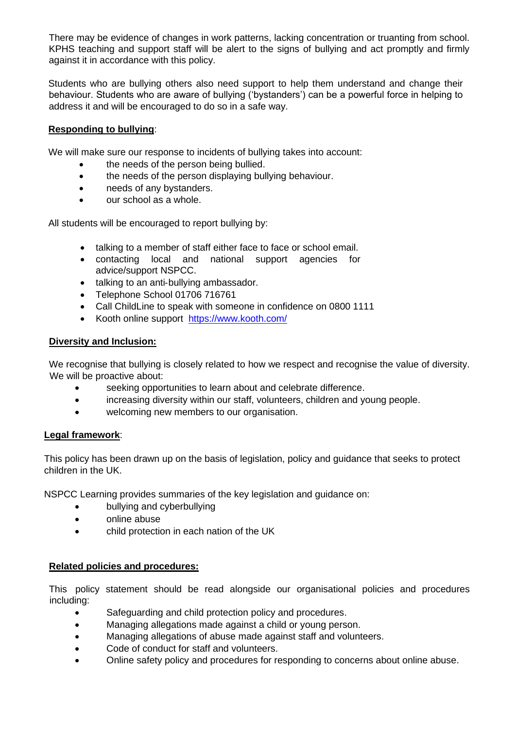There may be evidence of changes in work patterns, lacking concentration or truanting from school. KPHS teaching and support staff will be alert to the signs of bullying and act promptly and firmly against it in accordance with this policy.

Students who are bullying others also need support to help them understand and change their behaviour. Students who are aware of bullying ('bystanders') can be a powerful force in helping to address it and will be encouraged to do so in a safe way.

**Responding to bullying**:

We will make sure our response to incidents of bullying takes into account:

- the needs of the person being bullied.
- the needs of the person displaying bullying behaviour.
- needs of any bystanders.
- our school as a whole.

All students will be encouraged to report bullying by:

- talking to a member of staff either face to face or school email.
- contacting local and national support agencies for advice/support NSPCC.
- talking to an anti-bullying ambassador.
- Telephone School 01706 716761
- Call ChildLine to speak with someone in confidence on 0800 1111
- Kooth online support https://www.kooth.com/

**Diversity and Inclusion:**

We recognise that bullying is closely related to how we respect and recognise the value of diversity. We will be proactive about:

- seeking opportunities to learn about and celebrate difference.
- increasing diversity within our staff, volunteers, children and young people.
- welcoming new members to our organisation.

**Legal framework**:

This policy has been drawn up on the basis of legislation, policy and guidance that seeks to protect children in the UK.

NSPCC Learning provides summaries of the key legislation and guidance on:

- bullying and cyberbullying
- online abuse
- child protection in each nation of the UK

**Related policies and procedures:**

This policy statement should be read alongside our organisational policies and procedures including:

- Safeguarding and child protection policy and procedures.
- Managing allegations made against a child or young person.
- Managing allegations of abuse made against staff and volunteers.
- Code of conduct for staff and volunteers.
- Online safety policy and procedures for responding to concerns about online abuse.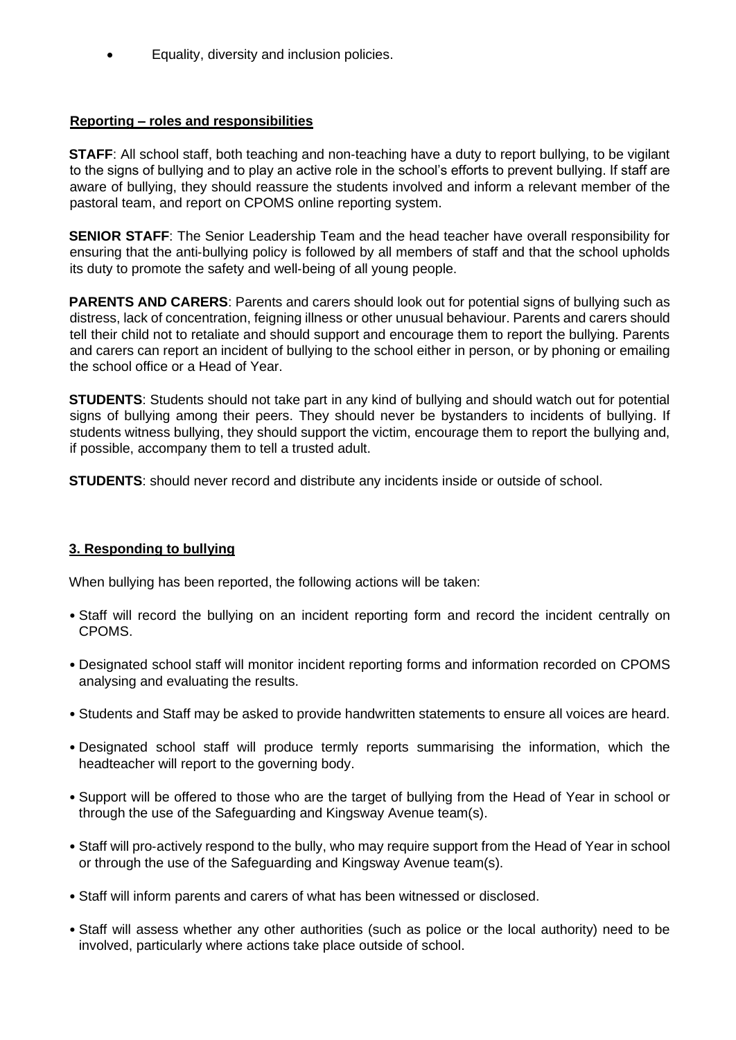- Equality, diversity and inclusion policies.

**Reporting – roles and responsibilities**

**STAFF**: All school staff, both teaching and non-teaching have a duty to report bullying, to be vigilant to the signs of bullying and to play an active role in the school's efforts to prevent bullying. If staff are aware of bullying, they should reassure the students involved and inform a relevant member of the pastoral team, and report on CPOMS online reporting system.

**SENIOR STAFF**: The Senior Leadership Team and the head teacher have overall responsibility for ensuring that the anti-bullying policy is followed by all members of staff and that the school upholds its duty to promote the safety and well-being of all young people.

**PARENTS AND CARERS**: Parents and carers should look out for potential signs of bullying such as distress, lack of concentration, feigning illness or other unusual behaviour. Parents and carers should tell their child not to retaliate and should support and encourage them to report the bullying. Parents and carers can report an incident of bullying to the school either in person, or by phoning or emailing the school office or a Head of Year.

**STUDENTS**: Students should not take part in any kind of bullying and should watch out for potential signs of bullying among their peers. They should never be bystanders to incidents of bullying. If students witness bullying, they should support the victim, encourage them to report the bullying and, if possible, accompany them to tell a trusted adult.

**STUDENTS**: should never record and distribute any incidents inside or outside of school.

**3. Responding to bullying**

When bullying has been reported, the following actions will be taken:

- Staff will record the bullying on an incident reporting form and record the incident centrally on CPOMS.
- Designated school staff will monitor incident reporting forms and information recorded on CPOMS analysing and evaluating the results.
- Students and Staff may be asked to provide handwritten statements to ensure all voices are heard.
- Designated school staff will produce termly reports summarising the information, which the headteacher will report to the governing body.
- Support will be offered to those who are the target of bullying from the Head of Year in school or through the use of the Safeguarding and Kingsway Avenue team(s).
- Staff will pro-actively respond to the bully, who may require support from the Head of Year in school or through the use of the Safeguarding and Kingsway Avenue team(s).
- Staff will inform parents and carers of what has been witnessed or disclosed.
- Staff will assess whether any other authorities (such as police or the local authority) need to be involved, particularly where actions take place outside of school.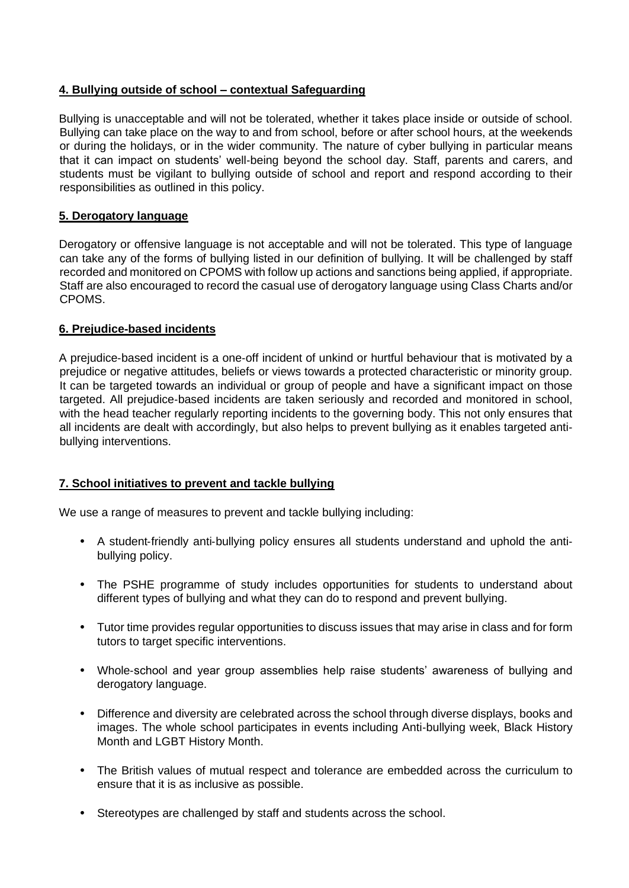## 4. Bullying outside of school – contextual Safeguarding

Bullying is unacceptable and will not be tolerated, whether it takes place inside or outside of school. Bullying can take place on the way to and from school, before or after school hours, at the weekends or during the holidays, or in the wider community. The nature of cyber bullying in particular means that it can impact on students' well-being beyond the school day. Staff, parents and carers, and students must be vigilant to bullying outside of school and report and respond according to their responsibilities as outlined in this policy.

## 5. Derogatory language

Derogatory or offensive language is not acceptable and will not be tolerated. This type of language can take any of the forms of bullying listed in our definition of bullying. It will be challenged by staff recorded and monitored on CPOMS with follow up actions and sanctions being applied, if appropriate. Staff are also encouraged to record the casual use of derogatory language using Class Charts and/or CPOMS.

## 6. Prejudice-based incidents

A prejudice-based incident is a one-off incident of unkind or hurtful behaviour that is motivated by a prejudice or negative attitudes, beliefs or views towards a protected characteristic or minority group. It can be targeted towards an individual or group of people and have a significant impact on those targeted. All prejudice-based incidents are taken seriously and recorded and monitored in school, with the head teacher regularly reporting incidents to the governing body. This not only ensures that all incidents are dealt with accordingly, but also helps to prevent bullying as it enables targeted anti-bullying interventions.

## 7. School initiatives to prevent and tackle bullying

We use a range of measures to prevent and tackle bullying including:

- A student-friendly anti-bullying policy ensures all students understand and uphold the anti-bullying policy.
- The PSHE programme of study includes opportunities for students to understand about different types of bullying and what they can do to respond and prevent bullying.
- Tutor time provides regular opportunities to discuss issues that may arise in class and for form tutors to target specific interventions.
- Whole-school and year group assemblies help raise students' awareness of bullying and derogatory language.
- Difference and diversity are celebrated across the school through diverse displays, books and images. The whole school participates in events including Anti-bullying week, Black History Month and LGBT History Month.
- The British values of mutual respect and tolerance are embedded across the curriculum to ensure that it is as inclusive as possible.
- Stereotypes are challenged by staff and students across the school.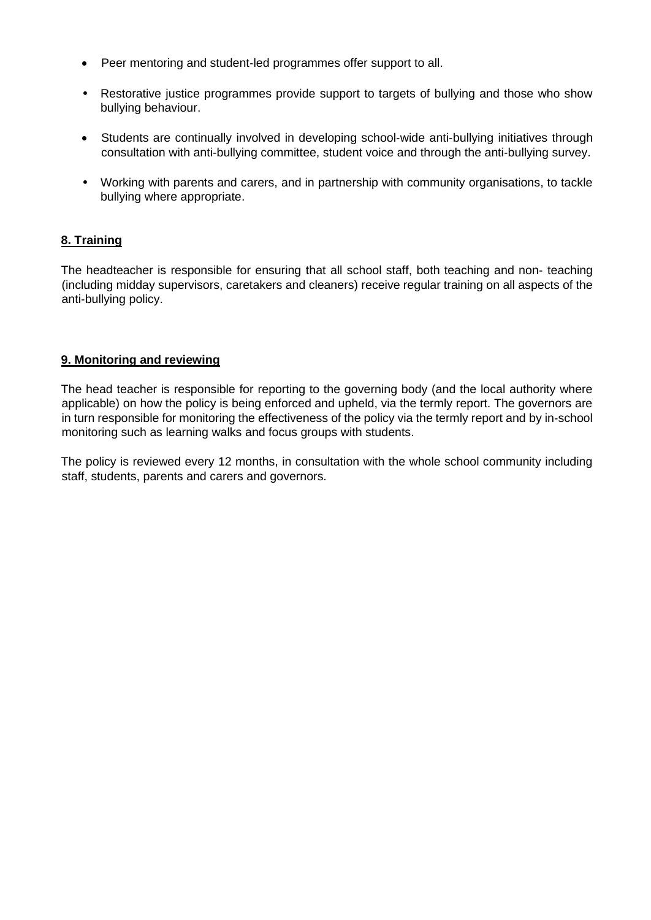- Peer mentoring and student-led programmes offer support to all.
- Restorative justice programmes provide support to targets of bullying and those who show bullying behaviour.
- Students are continually involved in developing school-wide anti-bullying initiatives through consultation with anti-bullying committee, student voice and through the anti-bullying survey.
- Working with parents and carers, and in partnership with community organisations, to tackle bullying where appropriate.

## 8. Training

The headteacher is responsible for ensuring that all school staff, both teaching and non- teaching (including midday supervisors, caretakers and cleaners) receive regular training on all aspects of the anti-bullying policy.

## 9. Monitoring and reviewing

The head teacher is responsible for reporting to the governing body (and the local authority where applicable) on how the policy is being enforced and upheld, via the termly report. The governors are in turn responsible for monitoring the effectiveness of the policy via the termly report and by in-school monitoring such as learning walks and focus groups with students.

The policy is reviewed every 12 months, in consultation with the whole school community including staff, students, parents and carers and governors.